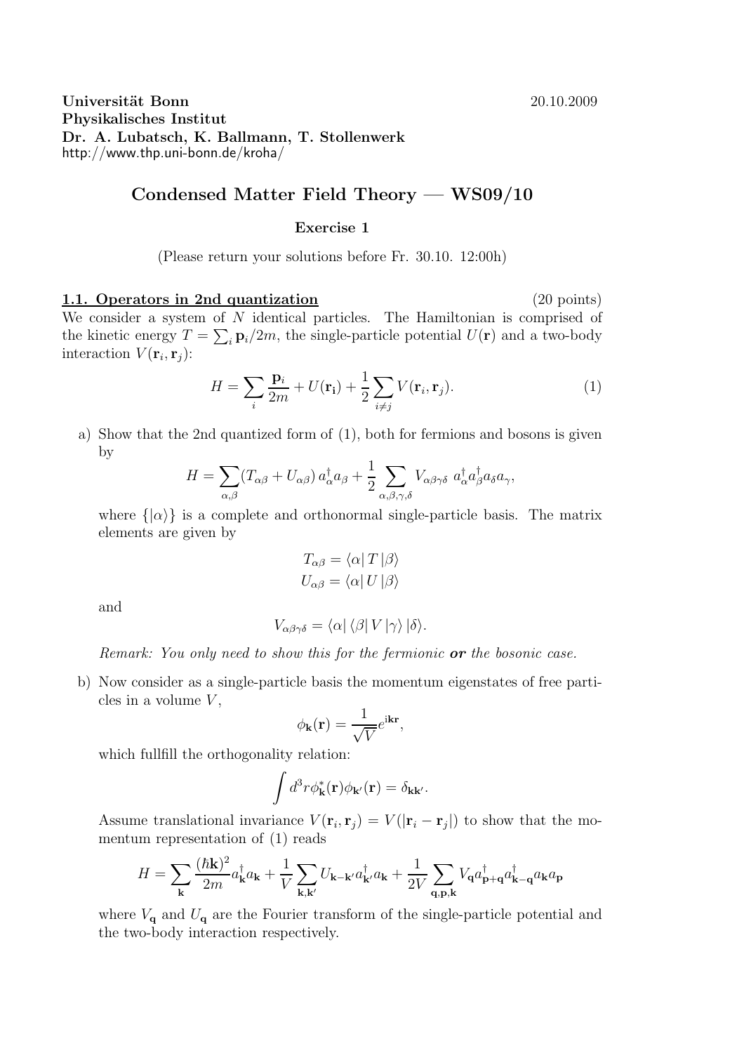**Universität Bonn** 20.10.2009
**Physikalisches Institut**
**Dr. A. Lubatsch, K. Ballmann, T. Stollenwerk**
http://www.thp.uni-bonn.de/kroha/

# Condensed Matter Field Theory — WS09/10

### Exercise 1

(Please return your solutions before Fr. 30.10. 12:00h)

**1.1. Operators in 2nd quantization** (20 points)

We consider a system of $N$ identical particles. The Hamiltonian is comprised of the kinetic energy $T = \sum_i \mathbf{p}_i/2m$, the single-particle potential $U(\mathbf{r})$ and a two-body interaction $V(\mathbf{r}_i, \mathbf{r}_j)$:

$$H = \sum_i \frac{\mathbf{p}_i}{2m} + U(\mathbf{r_i}) + \frac{1}{2}\sum_{i \neq j} V(\mathbf{r}_i, \mathbf{r}_j). \tag{1}$$

a) Show that the 2nd quantized form of (1), both for fermions and bosons is given by

$$H = \sum_{\alpha,\beta} (T_{\alpha\beta} + U_{\alpha\beta})\, a^\dagger_\alpha a_\beta + \frac{1}{2}\sum_{\alpha,\beta,\gamma,\delta} V_{\alpha\beta\gamma\delta}\; a^\dagger_\alpha a^\dagger_\beta a_\delta a_\gamma,$$

where $\{|\alpha\rangle\}$ is a complete and orthonormal single-particle basis. The matrix elements are given by

$$T_{\alpha\beta} = \langle\alpha|\, T\, |\beta\rangle$$
$$U_{\alpha\beta} = \langle\alpha|\, U\, |\beta\rangle$$

and

$$V_{\alpha\beta\gamma\delta} = \langle\alpha|\, \langle\beta|\, V\, |\gamma\rangle\, |\delta\rangle.$$

*Remark: You only need to show this for the fermionic* ***or*** *the bosonic case.*

b) Now consider as a single-particle basis the momentum eigenstates of free particles in a volume $V$,

$$\phi_{\mathbf{k}}(\mathbf{r}) = \frac{1}{\sqrt{V}} e^{i\mathbf{kr}},$$

which fullfill the orthogonality relation:

$$\int d^3r\, \phi^*_{\mathbf{k}}(\mathbf{r})\phi_{\mathbf{k'}}(\mathbf{r}) = \delta_{\mathbf{kk'}}.$$

Assume translational invariance $V(\mathbf{r}_i, \mathbf{r}_j) = V(|\mathbf{r}_i - \mathbf{r}_j|)$ to show that the momentum representation of (1) reads

$$H = \sum_{\mathbf{k}} \frac{(\hbar\mathbf{k})^2}{2m} a^\dagger_{\mathbf{k}} a_{\mathbf{k}} + \frac{1}{V}\sum_{\mathbf{k},\mathbf{k'}} U_{\mathbf{k}-\mathbf{k'}} a^\dagger_{\mathbf{k'}} a_{\mathbf{k}} + \frac{1}{2V}\sum_{\mathbf{q},\mathbf{p},\mathbf{k}} V_{\mathbf{q}} a^\dagger_{\mathbf{p}+\mathbf{q}} a^\dagger_{\mathbf{k}-\mathbf{q}} a_{\mathbf{k}} a_{\mathbf{p}}$$

where $V_{\mathbf{q}}$ and $U_{\mathbf{q}}$ are the Fourier transform of the single-particle potential and the two-body interaction respectively.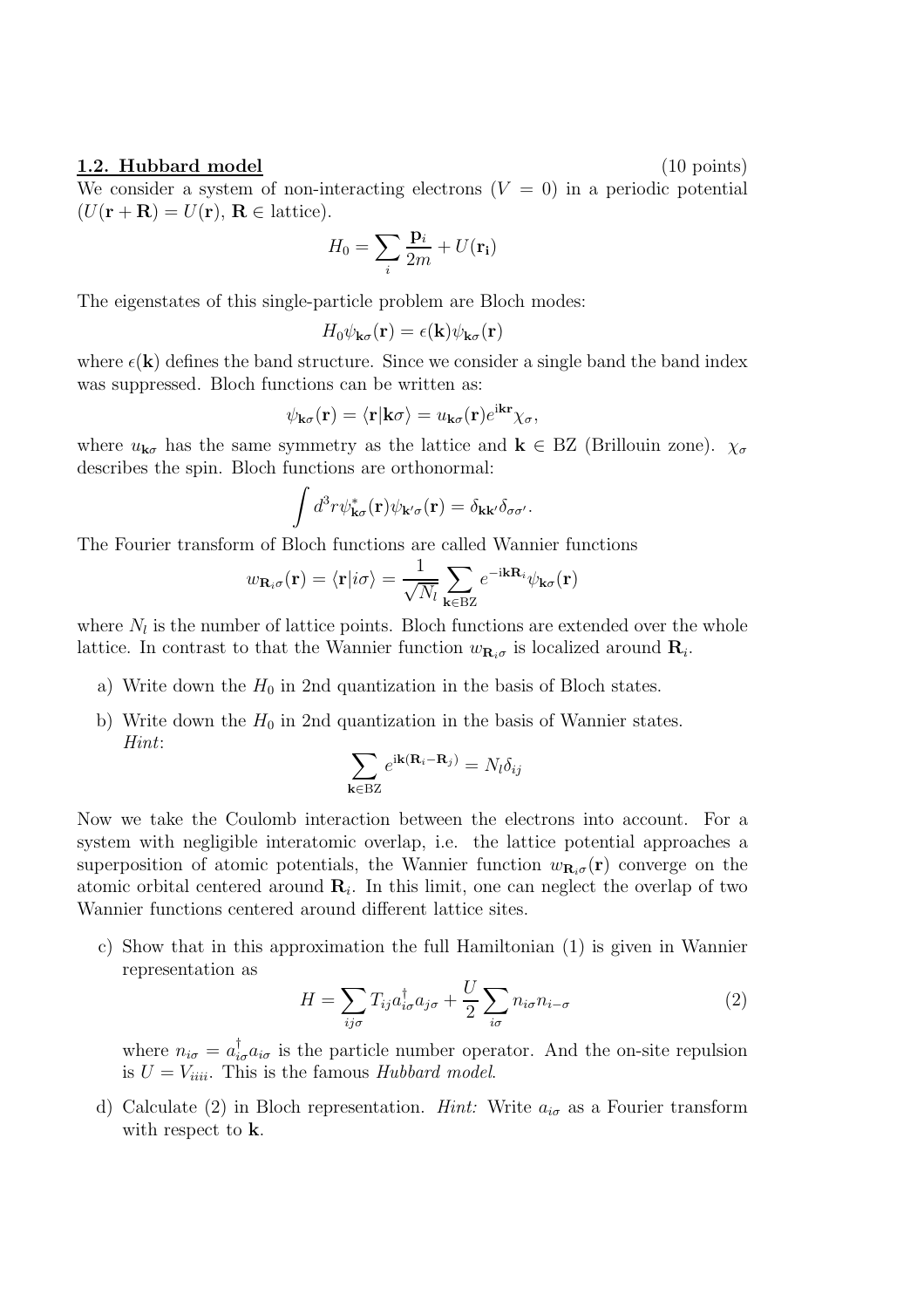**1.2. Hubbard model** (10 points)

We consider a system of non-interacting electrons ($V = 0$) in a periodic potential ($U(\mathbf{r} + \mathbf{R}) = U(\mathbf{r})$, $\mathbf{R} \in$ lattice).

$$H_0 = \sum_i \frac{\mathbf{p}_i}{2m} + U(\mathbf{r_i})$$

The eigenstates of this single-particle problem are Bloch modes:

$$H_0 \psi_{\mathbf{k}\sigma}(\mathbf{r}) = \epsilon(\mathbf{k}) \psi_{\mathbf{k}\sigma}(\mathbf{r})$$

where $\epsilon(\mathbf{k})$ defines the band structure. Since we consider a single band the band index was suppressed. Bloch functions can be written as:

$$\psi_{\mathbf{k}\sigma}(\mathbf{r}) = \langle \mathbf{r} | \mathbf{k}\sigma \rangle = u_{\mathbf{k}\sigma}(\mathbf{r}) e^{\mathrm{i}\mathbf{k}\mathbf{r}} \chi_\sigma,$$

where $u_{\mathbf{k}\sigma}$ has the same symmetry as the lattice and $\mathbf{k} \in$ BZ (Brillouin zone). $\chi_\sigma$ describes the spin. Bloch functions are orthonormal:

$$\int d^3 r \psi^*_{\mathbf{k}\sigma}(\mathbf{r}) \psi_{\mathbf{k}'\sigma}(\mathbf{r}) = \delta_{\mathbf{k}\mathbf{k}'} \delta_{\sigma\sigma'}.$$

The Fourier transform of Bloch functions are called Wannier functions

$$w_{\mathbf{R}_i\sigma}(\mathbf{r}) = \langle \mathbf{r} | i\sigma \rangle = \frac{1}{\sqrt{N_l}} \sum_{\mathbf{k} \in \mathrm{BZ}} e^{-\mathrm{i}\mathbf{k}\mathbf{R}_i} \psi_{\mathbf{k}\sigma}(\mathbf{r})$$

where $N_l$ is the number of lattice points. Bloch functions are extended over the whole lattice. In contrast to that the Wannier function $w_{\mathbf{R}_i\sigma}$ is localized around $\mathbf{R}_i$.

a) Write down the $H_0$ in 2nd quantization in the basis of Bloch states.

b) Write down the $H_0$ in 2nd quantization in the basis of Wannier states.
*Hint*:

$$\sum_{\mathbf{k} \in \mathrm{BZ}} e^{\mathrm{i}\mathbf{k}(\mathbf{R}_i - \mathbf{R}_j)} = N_l \delta_{ij}$$

Now we take the Coulomb interaction between the electrons into account. For a system with negligible interatomic overlap, i.e. the lattice potential approaches a superposition of atomic potentials, the Wannier function $w_{\mathbf{R}_i\sigma}(\mathbf{r})$ converge on the atomic orbital centered around $\mathbf{R}_i$. In this limit, one can neglect the overlap of two Wannier functions centered around different lattice sites.

c) Show that in this approximation the full Hamiltonian (1) is given in Wannier representation as

$$H = \sum_{ij\sigma} T_{ij} a^\dagger_{i\sigma} a_{j\sigma} + \frac{U}{2} \sum_{i\sigma} n_{i\sigma} n_{i-\sigma} \tag{2}$$

where $n_{i\sigma} = a^\dagger_{i\sigma} a_{i\sigma}$ is the particle number operator. And the on-site repulsion is $U = V_{iiii}$. This is the famous *Hubbard model*.

d) Calculate (2) in Bloch representation. *Hint:* Write $a_{i\sigma}$ as a Fourier transform with respect to $\mathbf{k}$.